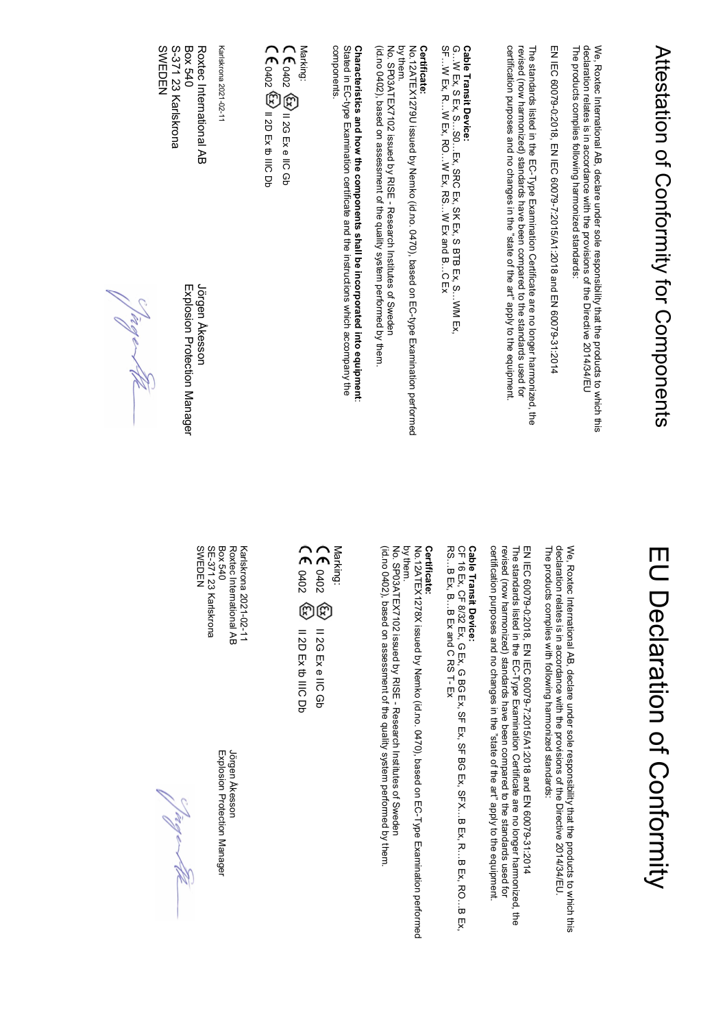# Attestation of Conformity for Components

We, Roxtec International AB, declare under sole responsibility that the products to which this declaration relates is in accordance with the provisions of the Directive 2014/34/EU
The products complies following harmonized standards:

EN IEC 60079-0:2018, EN IEC 60079-7:2015/A1:2018 and EN 60079-31:2014

The standards listed in the EC-Type Examination Certificate are no longer harmonized, the revised (now harmonized) standards have been compared to the standards used for certification purposes and no changes in the "state of the art" apply to the equipment.

**Cable Transit Device:**
G...W Ex, S Ex, S...S0...Ex, SRC Ex, SK Ex, S BTB Ex, S...WM Ex, SF...W Ex, R...W Ex, RO...W Ex, RS...W Ex and B...C Ex

**Certificate:**
No.12ATEX1279U issued by Nemko (id.no. 0470), based on EC-type Examination performed by them.
No. SP03ATEX7102 issued by RISE - Research Institutes of Sweden (id.no 0402), based on assessment of the quality system performed by them.

**Characteristics and how the components shall be incorporated into equipment:**
Stated in EC-type Examination certificate and the instructions which accompany the components.

Marking:
CE 0402 Ex II 2G Ex e IIC Gb
CE 0402 Ex II 2D Ex tb IIIC Db

Karlskrona 2021-02-11

Roxtec International AB
Box 540
S-371 23 Karlskrona
SWEDEN

Jörgen Åkesson
Explosion Protection Manager

# EU Declaration of Conformity

We, Roxtec International AB, declare under sole responsibility that the products to which this declaration relates is in accordance with the provisions of the Directive 2014/34/EU.
The products complies with following harmonized standards:

EN IEC 60079-0:2018, EN IEC 60079-7:2015/A1:2018 and EN 60079-31:2014
The standards listed in the EC-Type Examination Certificate are no longer harmonized, the revised (now harmonized) standards have been compared to the standards used for certification purposes and no changes in the "state of the art" apply to the equipment.

**Cable Transit Device:**
CF 16 Ex, CF 8/32 Ex, G Ex, G BG Ex, SF Ex, SF BG Ex, SFX...B Ex, R...B Ex, RO...B Ex, RS...B Ex, B...B Ex and C RS T-Ex

**Certificate:**
No.12ATEX1278X issued by Nemko (id.no. 0470), based on EC-Type Examination performed by them.
No. SP03ATEX7102 issued by RISE - Research Institutes of Sweden (id.no 0402), based on assessment of the quality system performed by them.

Marking:
CE 0402 Ex II 2G Ex e IIC Gb
CE 0402 Ex II 2D Ex tb IIIC Db

Karlskrona 2021-02-11
Roxtec International AB
Box 540
SE-371 23 Karlskrona
SWEDEN

Jörgen Åkesson
Explosion Protection Manager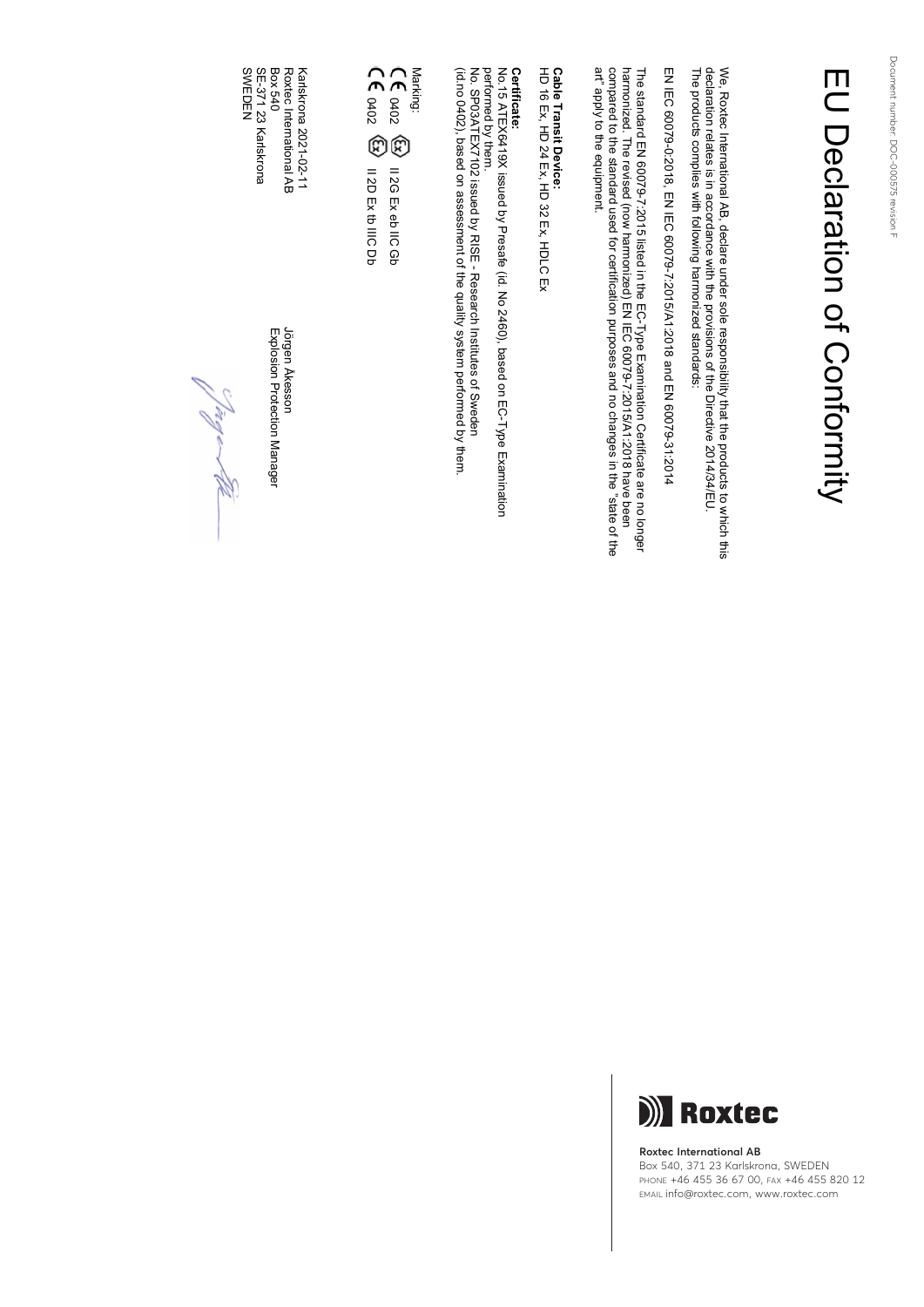Document number: DOC-000575 revision F

# EU Declaration of Conformity

We, Roxtec International AB, declare under sole responsibility that the products to which this declaration relates is in accordance with the provisions of the Directive 2014/34/EU.
The products complies with following harmonized standards:

EN IEC 60079-0:2018, EN IEC 60079-7:2015/A1:2018 and EN 60079-31:2014

The standard EN 60079-7:2015 listed in the EC-Type Examination Certificate are no longer harmonized. The revised (now harmonized) EN IEC 60079-7:2015/A1:2018 have been compared to the standard used for certification purposes and no changes in the "state of the art" apply to the equipment.

**Cable Transit Device:**
HD 16 Ex, HD 24 Ex, HD 32 Ex, HDLC Ex

**Certificate:**
No.15 ATEX6419X issued by Presafe (id. No 2460), based on EC-Type Examination performed by them.
No. SP03ATEX7102 issued by RISE - Research Institutes of Sweden (id.no 0402), based on assessment of the quality system performed by them.

Marking:
CE 0402 Ex II 2G Ex eb IIC Gb
CE 0402 Ex II 2D Ex tb IIIC Db

Karlskrona 2021-02-11
Roxtec International AB
Box 540
SE-371 23 Karlskrona
SWEDEN

Jörgen Åkesson
Explosion Protection Manager

Roxtec

**Roxtec International AB**
Box 540, 371 23 Karlskrona, SWEDEN
PHONE +46 455 36 67 00, FAX +46 455 820 12
EMAIL info@roxtec.com, www.roxtec.com